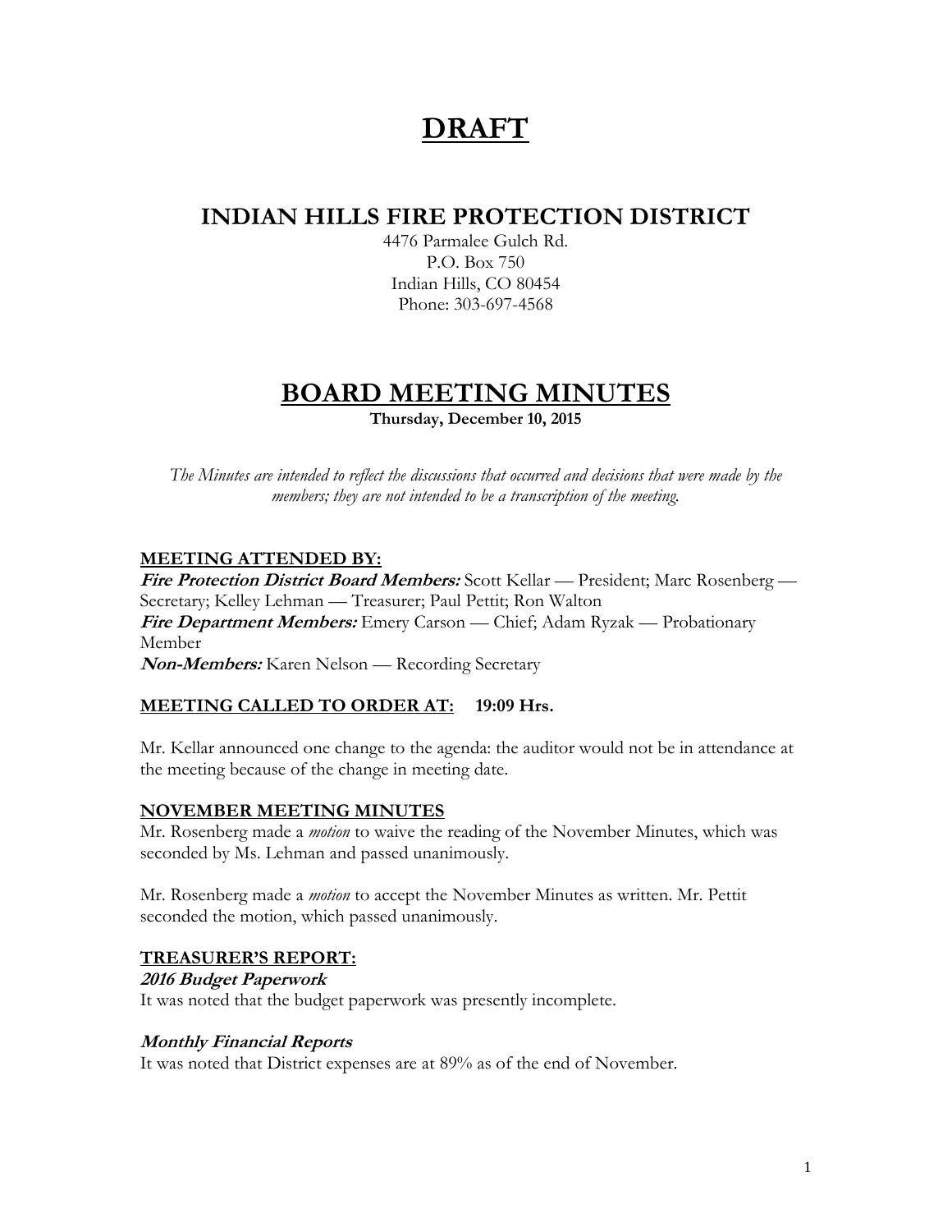# DRAFT

## INDIAN HILLS FIRE PROTECTION DISTRICT

4476 Parmalee Gulch Rd.
P.O. Box 750
Indian Hills, CO 80454
Phone: 303-697-4568

## BOARD MEETING MINUTES

**Thursday, December 10, 2015**

*The Minutes are intended to reflect the discussions that occurred and decisions that were made by the members; they are not intended to be a transcription of the meeting.*

### MEETING ATTENDED BY:

***Fire Protection District Board Members:*** Scott Kellar — President; Marc Rosenberg — Secretary; Kelley Lehman — Treasurer; Paul Pettit; Ron Walton
***Fire Department Members:*** Emery Carson — Chief; Adam Ryzak — Probationary Member
***Non-Members:*** Karen Nelson — Recording Secretary

### MEETING CALLED TO ORDER AT: 19:09 Hrs.

Mr. Kellar announced one change to the agenda: the auditor would not be in attendance at the meeting because of the change in meeting date.

### NOVEMBER MEETING MINUTES

Mr. Rosenberg made a *motion* to waive the reading of the November Minutes, which was seconded by Ms. Lehman and passed unanimously.

Mr. Rosenberg made a *motion* to accept the November Minutes as written. Mr. Pettit seconded the motion, which passed unanimously.

### TREASURER'S REPORT:

***2016 Budget Paperwork***

It was noted that the budget paperwork was presently incomplete.

***Monthly Financial Reports***

It was noted that District expenses are at 89% as of the end of November.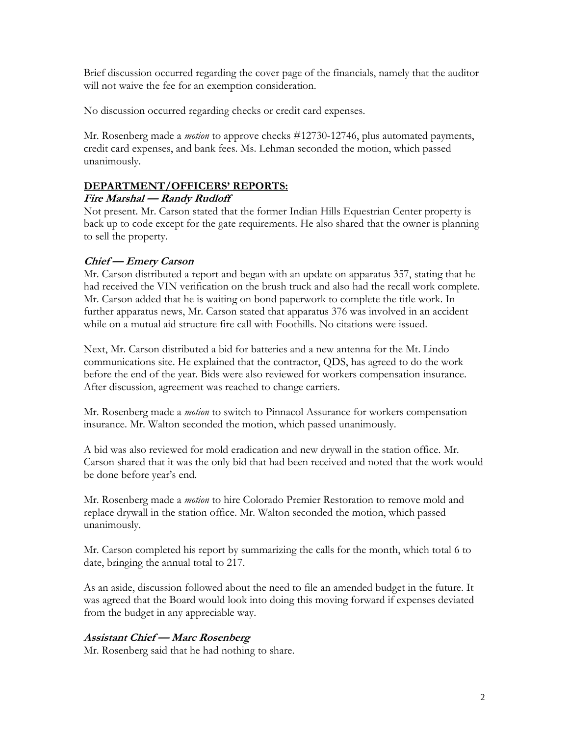Brief discussion occurred regarding the cover page of the financials, namely that the auditor will not waive the fee for an exemption consideration.

No discussion occurred regarding checks or credit card expenses.

Mr. Rosenberg made a *motion* to approve checks #12730-12746, plus automated payments, credit card expenses, and bank fees. Ms. Lehman seconded the motion, which passed unanimously.

## DEPARTMENT/OFFICERS' REPORTS:

### *Fire Marshal — Randy Rudloff*

Not present. Mr. Carson stated that the former Indian Hills Equestrian Center property is back up to code except for the gate requirements. He also shared that the owner is planning to sell the property.

### *Chief — Emery Carson*

Mr. Carson distributed a report and began with an update on apparatus 357, stating that he had received the VIN verification on the brush truck and also had the recall work complete. Mr. Carson added that he is waiting on bond paperwork to complete the title work. In further apparatus news, Mr. Carson stated that apparatus 376 was involved in an accident while on a mutual aid structure fire call with Foothills. No citations were issued.

Next, Mr. Carson distributed a bid for batteries and a new antenna for the Mt. Lindo communications site. He explained that the contractor, QDS, has agreed to do the work before the end of the year. Bids were also reviewed for workers compensation insurance. After discussion, agreement was reached to change carriers.

Mr. Rosenberg made a *motion* to switch to Pinnacol Assurance for workers compensation insurance. Mr. Walton seconded the motion, which passed unanimously.

A bid was also reviewed for mold eradication and new drywall in the station office. Mr. Carson shared that it was the only bid that had been received and noted that the work would be done before year's end.

Mr. Rosenberg made a *motion* to hire Colorado Premier Restoration to remove mold and replace drywall in the station office. Mr. Walton seconded the motion, which passed unanimously.

Mr. Carson completed his report by summarizing the calls for the month, which total 6 to date, bringing the annual total to 217.

As an aside, discussion followed about the need to file an amended budget in the future. It was agreed that the Board would look into doing this moving forward if expenses deviated from the budget in any appreciable way.

### *Assistant Chief — Marc Rosenberg*

Mr. Rosenberg said that he had nothing to share.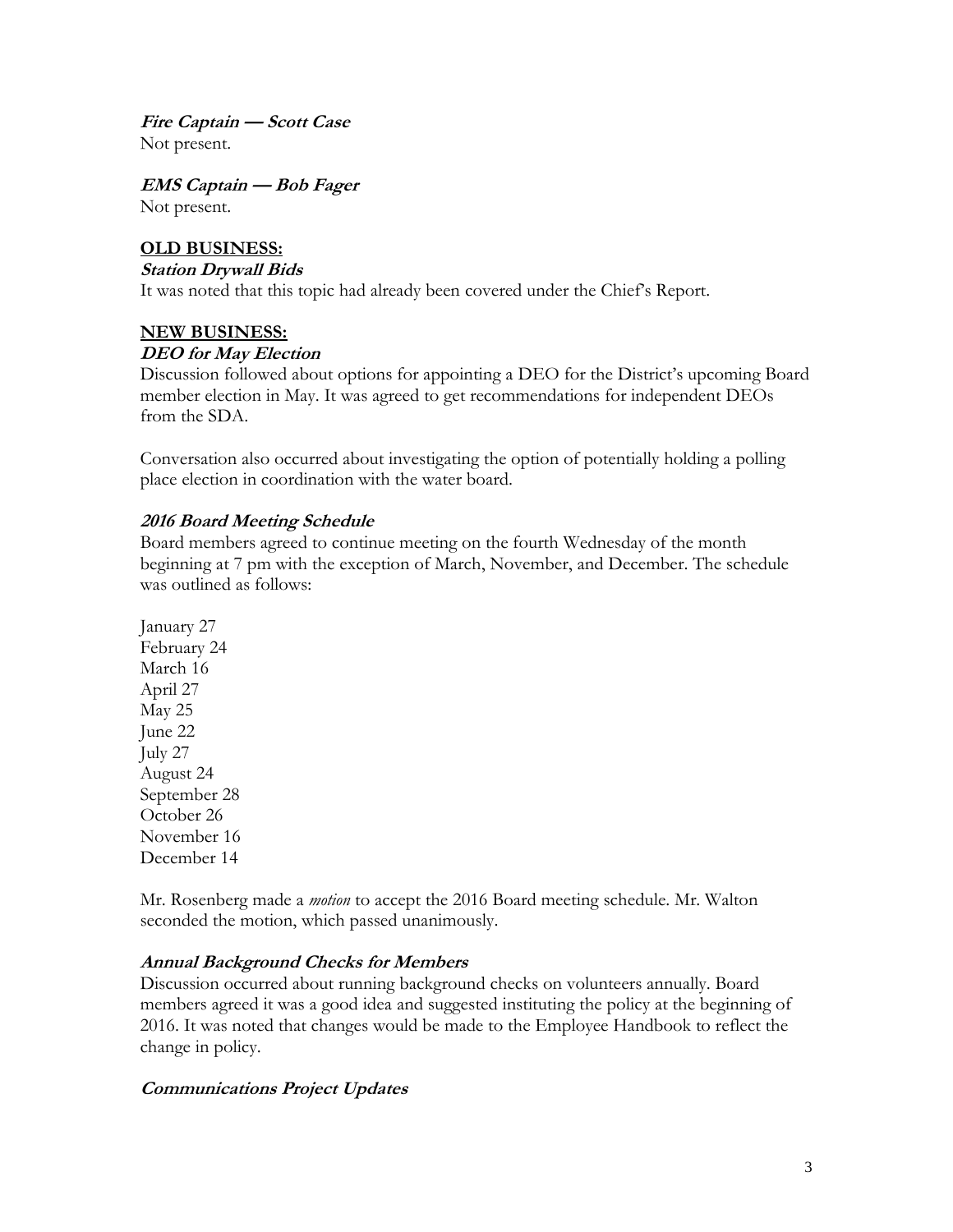***Fire Captain — Scott Case***

Not present.

***EMS Captain — Bob Fager***

Not present.

**OLD BUSINESS:**

***Station Drywall Bids***

It was noted that this topic had already been covered under the Chief's Report.

**NEW BUSINESS:**

***DEO for May Election***

Discussion followed about options for appointing a DEO for the District's upcoming Board member election in May. It was agreed to get recommendations for independent DEOs from the SDA.

Conversation also occurred about investigating the option of potentially holding a polling place election in coordination with the water board.

***2016 Board Meeting Schedule***

Board members agreed to continue meeting on the fourth Wednesday of the month beginning at 7 pm with the exception of March, November, and December. The schedule was outlined as follows:

January 27
February 24
March 16
April 27
May 25
June 22
July 27
August 24
September 28
October 26
November 16
December 14

Mr. Rosenberg made a *motion* to accept the 2016 Board meeting schedule. Mr. Walton seconded the motion, which passed unanimously.

***Annual Background Checks for Members***

Discussion occurred about running background checks on volunteers annually. Board members agreed it was a good idea and suggested instituting the policy at the beginning of 2016. It was noted that changes would be made to the Employee Handbook to reflect the change in policy.

***Communications Project Updates***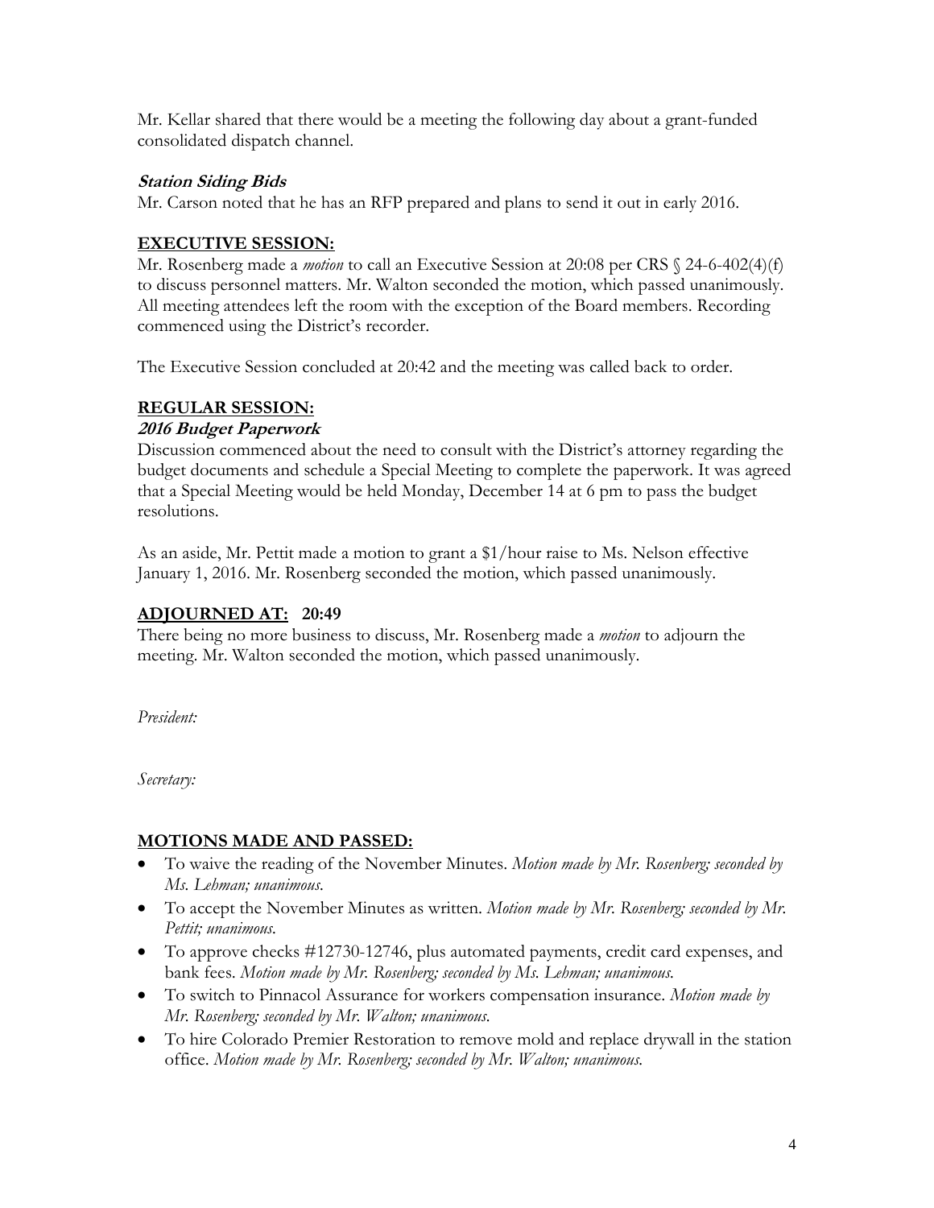Mr. Kellar shared that there would be a meeting the following day about a grant-funded consolidated dispatch channel.

***Station Siding Bids***
Mr. Carson noted that he has an RFP prepared and plans to send it out in early 2016.

## EXECUTIVE SESSION:

Mr. Rosenberg made a *motion* to call an Executive Session at 20:08 per CRS § 24-6-402(4)(f) to discuss personnel matters. Mr. Walton seconded the motion, which passed unanimously. All meeting attendees left the room with the exception of the Board members. Recording commenced using the District's recorder.

The Executive Session concluded at 20:42 and the meeting was called back to order.

## REGULAR SESSION:

***2016 Budget Paperwork***
Discussion commenced about the need to consult with the District's attorney regarding the budget documents and schedule a Special Meeting to complete the paperwork. It was agreed that a Special Meeting would be held Monday, December 14 at 6 pm to pass the budget resolutions.

As an aside, Mr. Pettit made a motion to grant a $1/hour raise to Ms. Nelson effective January 1, 2016. Mr. Rosenberg seconded the motion, which passed unanimously.

## ADJOURNED AT: 20:49

There being no more business to discuss, Mr. Rosenberg made a *motion* to adjourn the meeting. Mr. Walton seconded the motion, which passed unanimously.

*President:*

*Secretary:*

## MOTIONS MADE AND PASSED:

- To waive the reading of the November Minutes. *Motion made by Mr. Rosenberg; seconded by Ms. Lehman; unanimous.*
- To accept the November Minutes as written. *Motion made by Mr. Rosenberg; seconded by Mr. Pettit; unanimous.*
- To approve checks #12730-12746, plus automated payments, credit card expenses, and bank fees. *Motion made by Mr. Rosenberg; seconded by Ms. Lehman; unanimous.*
- To switch to Pinnacol Assurance for workers compensation insurance. *Motion made by Mr. Rosenberg; seconded by Mr. Walton; unanimous.*
- To hire Colorado Premier Restoration to remove mold and replace drywall in the station office. *Motion made by Mr. Rosenberg; seconded by Mr. Walton; unanimous.*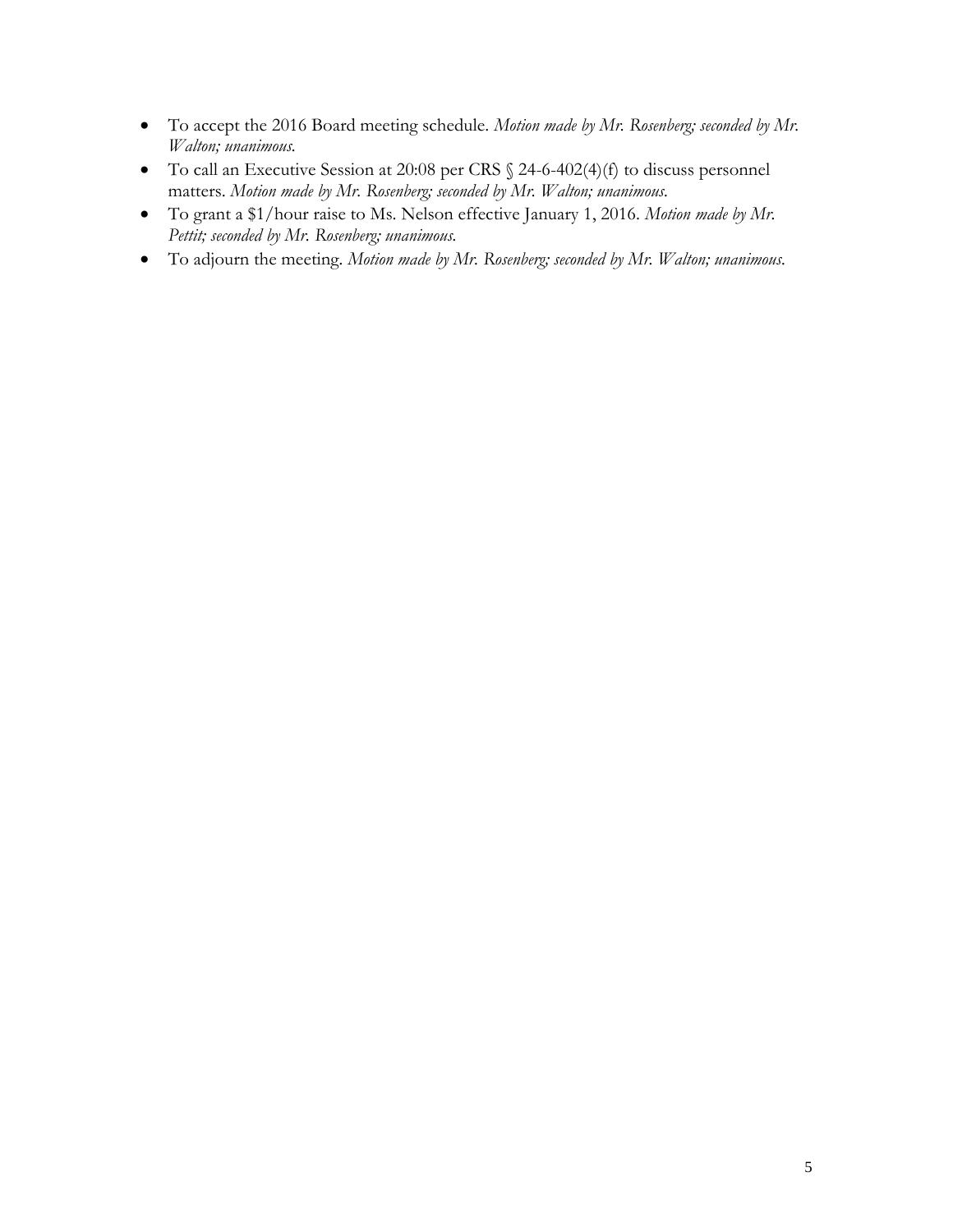- To accept the 2016 Board meeting schedule. *Motion made by Mr. Rosenberg; seconded by Mr. Walton; unanimous.*
- To call an Executive Session at 20:08 per CRS § 24-6-402(4)(f) to discuss personnel matters. *Motion made by Mr. Rosenberg; seconded by Mr. Walton; unanimous.*
- To grant a $1/hour raise to Ms. Nelson effective January 1, 2016. *Motion made by Mr. Pettit; seconded by Mr. Rosenberg; unanimous.*
- To adjourn the meeting. *Motion made by Mr. Rosenberg; seconded by Mr. Walton; unanimous.*